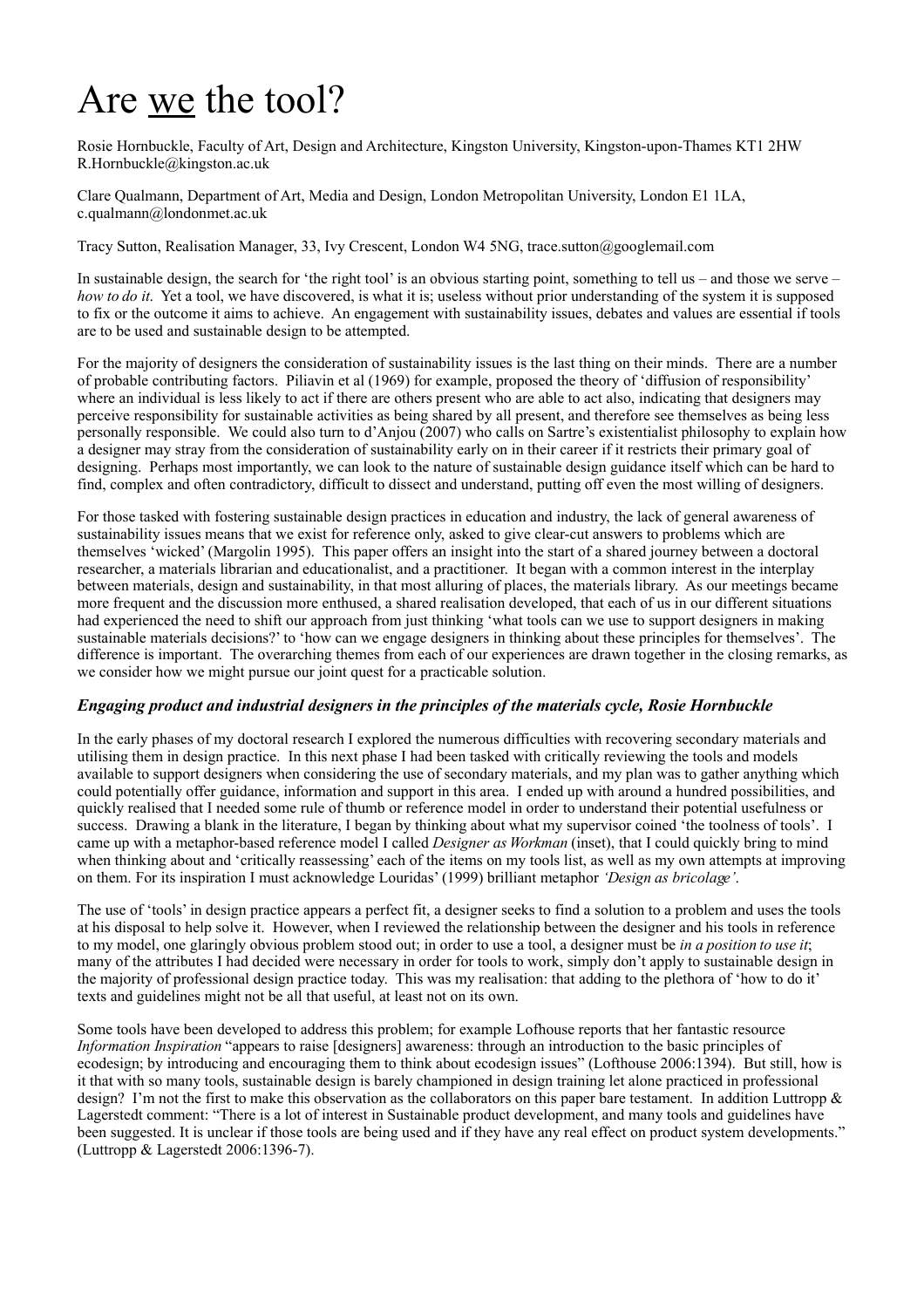# Are <u>we</u> the tool?

Rosie Hornbuckle, Faculty of Art, Design and Architecture, Kingston University, Kingston-upon-Thames KT1 2HW R.Hornbuckle@kingston.ac.uk

Clare Qualmann, Department of Art, Media and Design, London Metropolitan University, London E1 1LA, c.qualmann@londonmet.ac.uk

Tracy Sutton, Realisation Manager, 33, Ivy Crescent, London W4 5NG, trace.sutton@googlemail.com

In sustainable design, the search for 'the right tool' is an obvious starting point, something to tell us – and those we serve – *how to do it*. Yet a tool, we have discovered, is what it is; useless without prior understanding of the system it is supposed to fix or the outcome it aims to achieve. An engagement with sustainability issues, debates and values are essential if tools are to be used and sustainable design to be attempted.

For the majority of designers the consideration of sustainability issues is the last thing on their minds. There are a number of probable contributing factors. Piliavin et al (1969) for example, proposed the theory of 'diffusion of responsibility' where an individual is less likely to act if there are others present who are able to act also, indicating that designers may perceive responsibility for sustainable activities as being shared by all present, and therefore see themselves as being less personally responsible. We could also turn to d'Anjou (2007) who calls on Sartre's existentialist philosophy to explain how a designer may stray from the consideration of sustainability early on in their career if it restricts their primary goal of designing. Perhaps most importantly, we can look to the nature of sustainable design guidance itself which can be hard to find, complex and often contradictory, difficult to dissect and understand, putting off even the most willing of designers.

For those tasked with fostering sustainable design practices in education and industry, the lack of general awareness of sustainability issues means that we exist for reference only, asked to give clear-cut answers to problems which are themselves 'wicked' (Margolin 1995). This paper offers an insight into the start of a shared journey between a doctoral researcher, a materials librarian and educationalist, and a practitioner. It began with a common interest in the interplay between materials, design and sustainability, in that most alluring of places, the materials library. As our meetings became more frequent and the discussion more enthused, a shared realisation developed, that each of us in our different situations had experienced the need to shift our approach from just thinking 'what tools can we use to support designers in making sustainable materials decisions?' to 'how can we engage designers in thinking about these principles for themselves'. The difference is important. The overarching themes from each of our experiences are drawn together in the closing remarks, as we consider how we might pursue our joint quest for a practicable solution.

### *Engaging product and industrial designers in the principles of the materials cycle, Rosie Hornbuckle*

In the early phases of my doctoral research I explored the numerous difficulties with recovering secondary materials and utilising them in design practice. In this next phase I had been tasked with critically reviewing the tools and models available to support designers when considering the use of secondary materials, and my plan was to gather anything which could potentially offer guidance, information and support in this area. I ended up with around a hundred possibilities, and quickly realised that I needed some rule of thumb or reference model in order to understand their potential usefulness or success. Drawing a blank in the literature, I began by thinking about what my supervisor coined 'the toolness of tools'. I came up with a metaphor-based reference model I called *Designer as Workman* (inset), that I could quickly bring to mind when thinking about and 'critically reassessing' each of the items on my tools list, as well as my own attempts at improving on them. For its inspiration I must acknowledge Louridas' (1999) brilliant metaphor *'Design as bricolage'*.

The use of 'tools' in design practice appears a perfect fit, a designer seeks to find a solution to a problem and uses the tools at his disposal to help solve it. However, when I reviewed the relationship between the designer and his tools in reference to my model, one glaringly obvious problem stood out; in order to use a tool, a designer must be *in a position to use it*; many of the attributes I had decided were necessary in order for tools to work, simply don't apply to sustainable design in the majority of professional design practice today. This was my realisation: that adding to the plethora of 'how to do it' texts and guidelines might not be all that useful, at least not on its own.

Some tools have been developed to address this problem; for example Lofhouse reports that her fantastic resource *Information Inspiration* "appears to raise [designers] awareness: through an introduction to the basic principles of ecodesign; by introducing and encouraging them to think about ecodesign issues" (Lofthouse 2006:1394). But still, how is it that with so many tools, sustainable design is barely championed in design training let alone practiced in professional design? I'm not the first to make this observation as the collaborators on this paper bare testament. In addition Luttropp & Lagerstedt comment: "There is a lot of interest in Sustainable product development, and many tools and guidelines have been suggested. It is unclear if those tools are being used and if they have any real effect on product system developments." (Luttropp & Lagerstedt 2006:1396-7).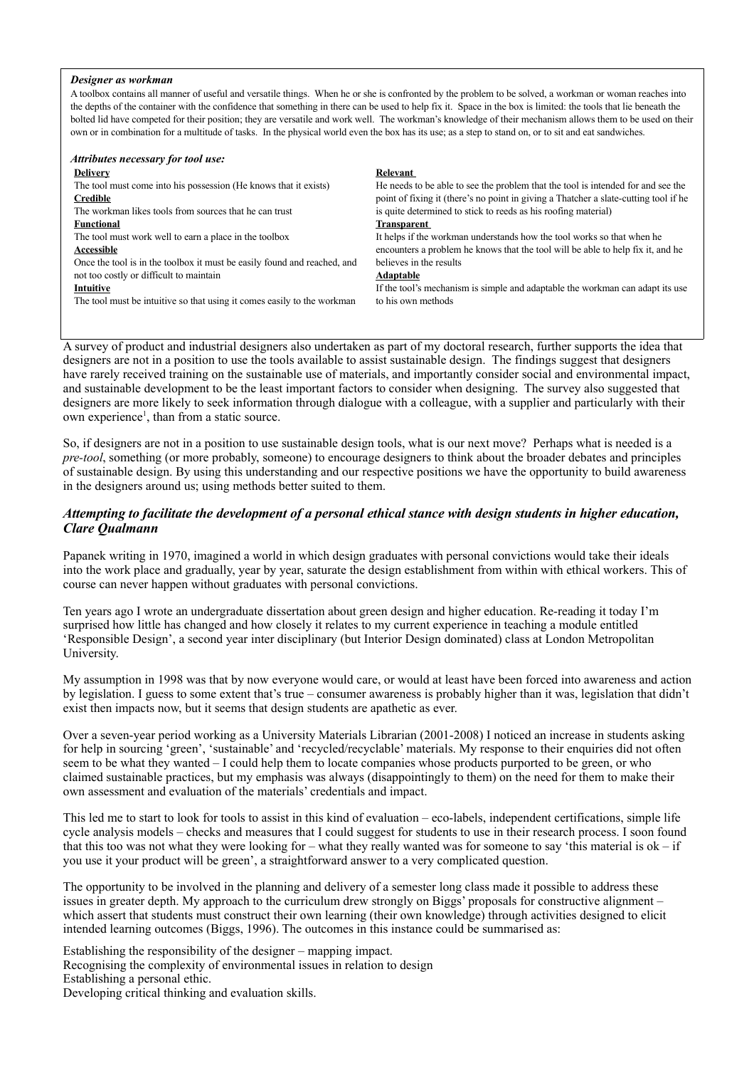***Designer as workman***

A toolbox contains all manner of useful and versatile things. When he or she is confronted by the problem to be solved, a workman or woman reaches into the depths of the container with the confidence that something in there can be used to help fix it. Space in the box is limited: the tools that lie beneath the bolted lid have competed for their position; they are versatile and work well. The workman's knowledge of their mechanism allows them to be used on their own or in combination for a multitude of tasks. In the physical world even the box has its use; as a step to stand on, or to sit and eat sandwiches.

***Attributes necessary for tool use:***

**Delivery**
The tool must come into his possession (He knows that it exists)

**Credible**
The workman likes tools from sources that he can trust

**Functional**
The tool must work well to earn a place in the toolbox

**Accessible**
Once the tool is in the toolbox it must be easily found and reached, and not too costly or difficult to maintain

**Intuitive**
The tool must be intuitive so that using it comes easily to the workman

**Relevant**
He needs to be able to see the problem that the tool is intended for and see the point of fixing it (there's no point in giving a Thatcher a slate-cutting tool if he is quite determined to stick to reeds as his roofing material)

**Transparent**
It helps if the workman understands how the tool works so that when he encounters a problem he knows that the tool will be able to help fix it, and he believes in the results

**Adaptable**
If the tool's mechanism is simple and adaptable the workman can adapt its use to his own methods

A survey of product and industrial designers also undertaken as part of my doctoral research, further supports the idea that designers are not in a position to use the tools available to assist sustainable design. The findings suggest that designers have rarely received training on the sustainable use of materials, and importantly consider social and environmental impact, and sustainable development to be the least important factors to consider when designing. The survey also suggested that designers are more likely to seek information through dialogue with a colleague, with a supplier and particularly with their own experience[1], than from a static source.

So, if designers are not in a position to use sustainable design tools, what is our next move? Perhaps what is needed is a *pre-tool*, something (or more probably, someone) to encourage designers to think about the broader debates and principles of sustainable design. By using this understanding and our respective positions we have the opportunity to build awareness in the designers around us; using methods better suited to them.

### *Attempting to facilitate the development of a personal ethical stance with design students in higher education, Clare Qualmann*

Papanek writing in 1970, imagined a world in which design graduates with personal convictions would take their ideals into the work place and gradually, year by year, saturate the design establishment from within with ethical workers. This of course can never happen without graduates with personal convictions.

Ten years ago I wrote an undergraduate dissertation about green design and higher education. Re-reading it today I'm surprised how little has changed and how closely it relates to my current experience in teaching a module entitled 'Responsible Design', a second year inter disciplinary (but Interior Design dominated) class at London Metropolitan University.

My assumption in 1998 was that by now everyone would care, or would at least have been forced into awareness and action by legislation. I guess to some extent that's true – consumer awareness is probably higher than it was, legislation that didn't exist then impacts now, but it seems that design students are apathetic as ever.

Over a seven-year period working as a University Materials Librarian (2001-2008) I noticed an increase in students asking for help in sourcing 'green', 'sustainable' and 'recycled/recyclable' materials. My response to their enquiries did not often seem to be what they wanted – I could help them to locate companies whose products purported to be green, or who claimed sustainable practices, but my emphasis was always (disappointingly to them) on the need for them to make their own assessment and evaluation of the materials' credentials and impact.

This led me to start to look for tools to assist in this kind of evaluation – eco-labels, independent certifications, simple life cycle analysis models – checks and measures that I could suggest for students to use in their research process. I soon found that this too was not what they were looking for – what they really wanted was for someone to say 'this material is ok – if you use it your product will be green', a straightforward answer to a very complicated question.

The opportunity to be involved in the planning and delivery of a semester long class made it possible to address these issues in greater depth. My approach to the curriculum drew strongly on Biggs' proposals for constructive alignment – which assert that students must construct their own learning (their own knowledge) through activities designed to elicit intended learning outcomes (Biggs, 1996). The outcomes in this instance could be summarised as:

Establishing the responsibility of the designer – mapping impact.
Recognising the complexity of environmental issues in relation to design
Establishing a personal ethic.
Developing critical thinking and evaluation skills.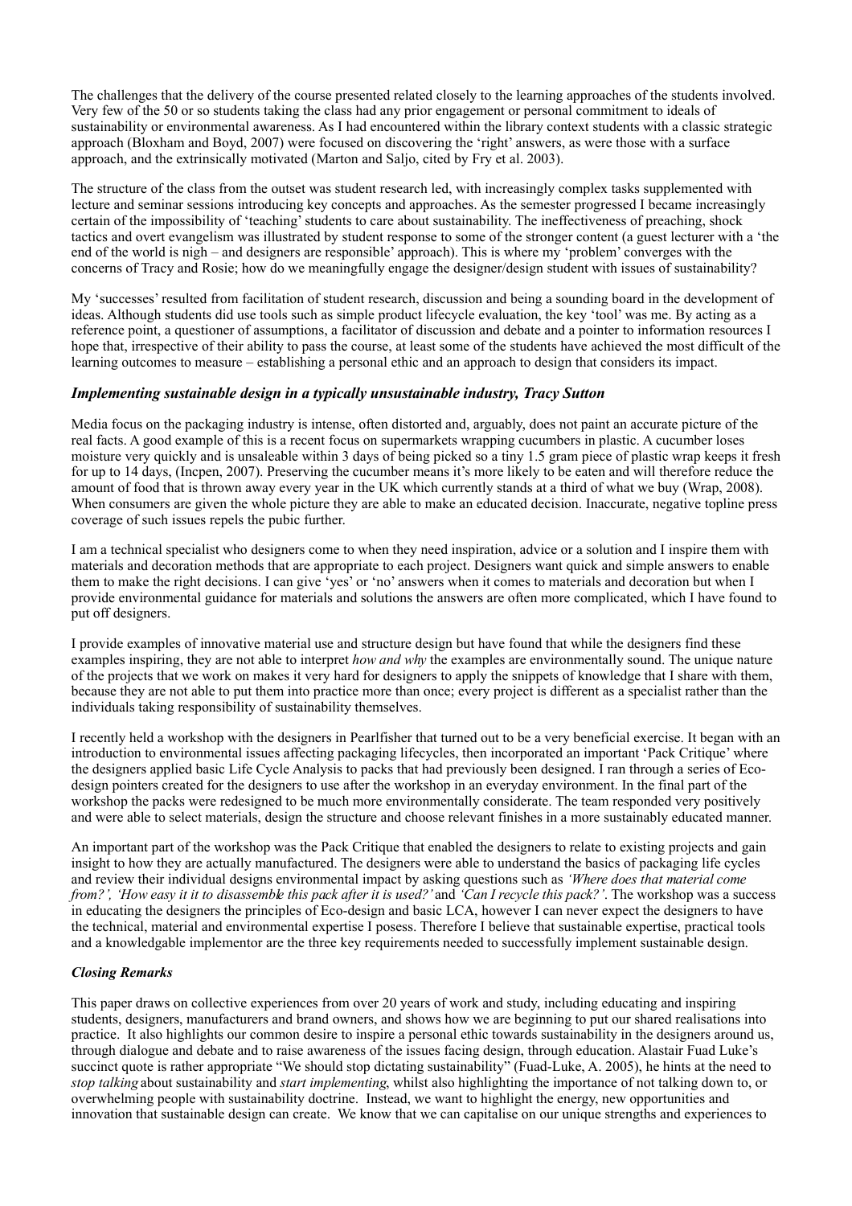The challenges that the delivery of the course presented related closely to the learning approaches of the students involved. Very few of the 50 or so students taking the class had any prior engagement or personal commitment to ideals of sustainability or environmental awareness. As I had encountered within the library context students with a classic strategic approach (Bloxham and Boyd, 2007) were focused on discovering the 'right' answers, as were those with a surface approach, and the extrinsically motivated (Marton and Saljo, cited by Fry et al. 2003).

The structure of the class from the outset was student research led, with increasingly complex tasks supplemented with lecture and seminar sessions introducing key concepts and approaches. As the semester progressed I became increasingly certain of the impossibility of 'teaching' students to care about sustainability. The ineffectiveness of preaching, shock tactics and overt evangelism was illustrated by student response to some of the stronger content (a guest lecturer with a 'the end of the world is nigh – and designers are responsible' approach). This is where my 'problem' converges with the concerns of Tracy and Rosie; how do we meaningfully engage the designer/design student with issues of sustainability?

My 'successes' resulted from facilitation of student research, discussion and being a sounding board in the development of ideas. Although students did use tools such as simple product lifecycle evaluation, the key 'tool' was me. By acting as a reference point, a questioner of assumptions, a facilitator of discussion and debate and a pointer to information resources I hope that, irrespective of their ability to pass the course, at least some of the students have achieved the most difficult of the learning outcomes to measure – establishing a personal ethic and an approach to design that considers its impact.

### *Implementing sustainable design in a typically unsustainable industry, Tracy Sutton*

Media focus on the packaging industry is intense, often distorted and, arguably, does not paint an accurate picture of the real facts. A good example of this is a recent focus on supermarkets wrapping cucumbers in plastic. A cucumber loses moisture very quickly and is unsaleable within 3 days of being picked so a tiny 1.5 gram piece of plastic wrap keeps it fresh for up to 14 days, (Incpen, 2007). Preserving the cucumber means it's more likely to be eaten and will therefore reduce the amount of food that is thrown away every year in the UK which currently stands at a third of what we buy (Wrap, 2008). When consumers are given the whole picture they are able to make an educated decision. Inaccurate, negative topline press coverage of such issues repels the pubic further.

I am a technical specialist who designers come to when they need inspiration, advice or a solution and I inspire them with materials and decoration methods that are appropriate to each project. Designers want quick and simple answers to enable them to make the right decisions. I can give 'yes' or 'no' answers when it comes to materials and decoration but when I provide environmental guidance for materials and solutions the answers are often more complicated, which I have found to put off designers.

I provide examples of innovative material use and structure design but have found that while the designers find these examples inspiring, they are not able to interpret *how and why* the examples are environmentally sound. The unique nature of the projects that we work on makes it very hard for designers to apply the snippets of knowledge that I share with them, because they are not able to put them into practice more than once; every project is different as a specialist rather than the individuals taking responsibility of sustainability themselves.

I recently held a workshop with the designers in Pearlfisher that turned out to be a very beneficial exercise. It began with an introduction to environmental issues affecting packaging lifecycles, then incorporated an important 'Pack Critique' where the designers applied basic Life Cycle Analysis to packs that had previously been designed. I ran through a series of Eco-design pointers created for the designers to use after the workshop in an everyday environment. In the final part of the workshop the packs were redesigned to be much more environmentally considerate. The team responded very positively and were able to select materials, design the structure and choose relevant finishes in a more sustainably educated manner.

An important part of the workshop was the Pack Critique that enabled the designers to relate to existing projects and gain insight to how they are actually manufactured. The designers were able to understand the basics of packaging life cycles and review their individual designs environmental impact by asking questions such as *'Where does that material come from?', 'How easy it it to disassemble this pack after it is used?'* and *'Can I recycle this pack?'*. The workshop was a success in educating the designers the principles of Eco-design and basic LCA, however I can never expect the designers to have the technical, material and environmental expertise I posess. Therefore I believe that sustainable expertise, practical tools and a knowledgable implementor are the three key requirements needed to successfully implement sustainable design.

### *Closing Remarks*

This paper draws on collective experiences from over 20 years of work and study, including educating and inspiring students, designers, manufacturers and brand owners, and shows how we are beginning to put our shared realisations into practice. It also highlights our common desire to inspire a personal ethic towards sustainability in the designers around us, through dialogue and debate and to raise awareness of the issues facing design, through education. Alastair Fuad Luke's succinct quote is rather appropriate "We should stop dictating sustainability" (Fuad-Luke, A. 2005), he hints at the need to *stop talking* about sustainability and *start implementing*, whilst also highlighting the importance of not talking down to, or overwhelming people with sustainability doctrine. Instead, we want to highlight the energy, new opportunities and innovation that sustainable design can create. We know that we can capitalise on our unique strengths and experiences to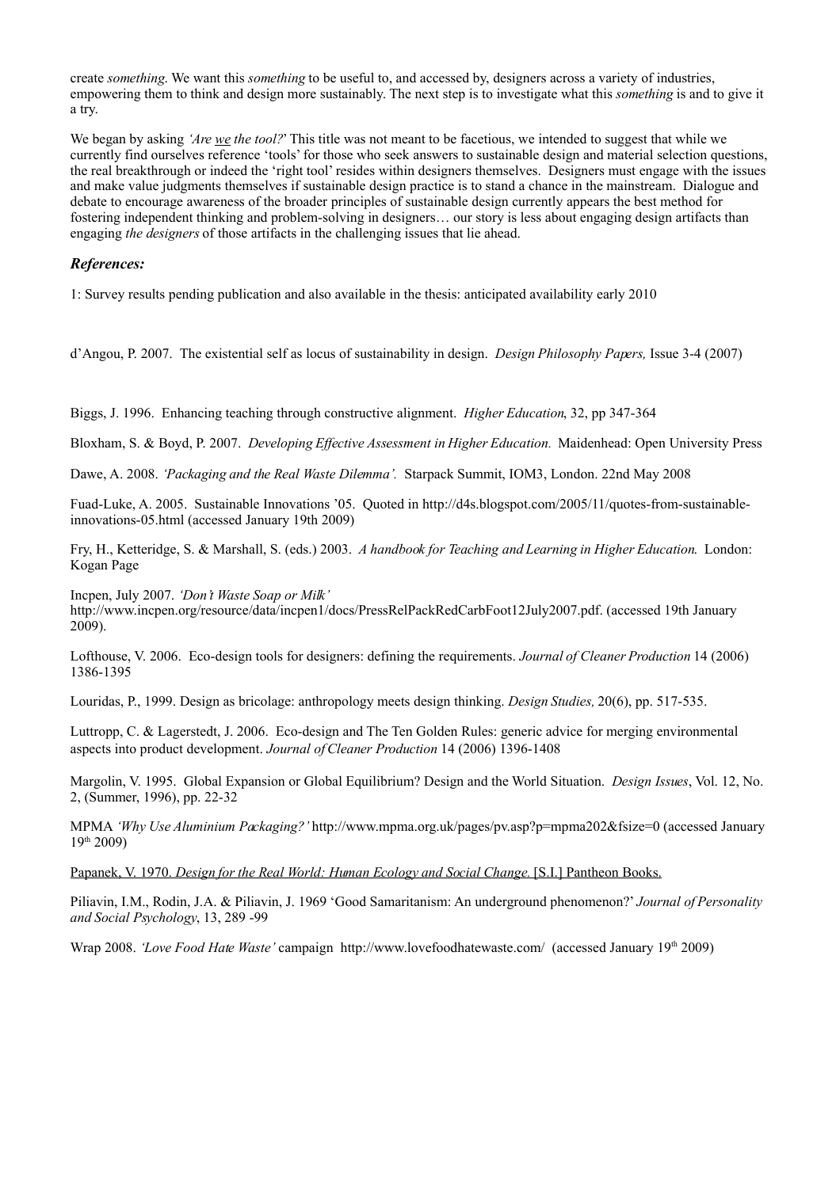create *something*. We want this *something* to be useful to, and accessed by, designers across a variety of industries, empowering them to think and design more sustainably. The next step is to investigate what this *something* is and to give it a try.

We began by asking *'Are we the tool?'* This title was not meant to be facetious, we intended to suggest that while we currently find ourselves reference 'tools' for those who seek answers to sustainable design and material selection questions, the real breakthrough or indeed the 'right tool' resides within designers themselves. Designers must engage with the issues and make value judgments themselves if sustainable design practice is to stand a chance in the mainstream. Dialogue and debate to encourage awareness of the broader principles of sustainable design currently appears the best method for fostering independent thinking and problem-solving in designers… our story is less about engaging design artifacts than engaging *the designers* of those artifacts in the challenging issues that lie ahead.

### *References:*

1: Survey results pending publication and also available in the thesis: anticipated availability early 2010

d'Angou, P. 2007. The existential self as locus of sustainability in design. *Design Philosophy Papers,* Issue 3-4 (2007)

Biggs, J. 1996. Enhancing teaching through constructive alignment. *Higher Education*, 32, pp 347-364

Bloxham, S. & Boyd, P. 2007. *Developing Effective Assessment in Higher Education.* Maidenhead: Open University Press

Dawe, A. 2008. *'Packaging and the Real Waste Dilemma'.* Starpack Summit, IOM3, London. 22nd May 2008

Fuad-Luke, A. 2005. Sustainable Innovations '05. Quoted in http://d4s.blogspot.com/2005/11/quotes-from-sustainable-innovations-05.html (accessed January 19th 2009)

Fry, H., Ketteridge, S. & Marshall, S. (eds.) 2003. *A handbook for Teaching and Learning in Higher Education.* London: Kogan Page

Incpen, July 2007. *'Don't Waste Soap or Milk'* http://www.incpen.org/resource/data/incpen1/docs/PressRelPackRedCarbFoot12July2007.pdf. (accessed 19th January 2009).

Lofthouse, V. 2006. Eco-design tools for designers: defining the requirements. *Journal of Cleaner Production* 14 (2006) 1386-1395

Louridas, P., 1999. Design as bricolage: anthropology meets design thinking. *Design Studies,* 20(6), pp. 517-535.

Luttropp, C. & Lagerstedt, J. 2006. Eco-design and The Ten Golden Rules: generic advice for merging environmental aspects into product development. *Journal of Cleaner Production* 14 (2006) 1396-1408

Margolin, V. 1995. Global Expansion or Global Equilibrium? Design and the World Situation. *Design Issues*, Vol. 12, No. 2, (Summer, 1996), pp. 22-32

MPMA *'Why Use Aluminium Packaging?'* http://www.mpma.org.uk/pages/pv.asp?p=mpma202&fsize=0 (accessed January 19th 2009)

Papanek, V. 1970. *Design for the Real World: Human Ecology and Social Change.* [S.I.] Pantheon Books.

Piliavin, I.M., Rodin, J.A. & Piliavin, J. 1969 'Good Samaritanism: An underground phenomenon?' *Journal of Personality and Social Psychology*, 13, 289 -99

Wrap 2008. *'Love Food Hate Waste'* campaign http://www.lovefoodhatewaste.com/ (accessed January 19th 2009)